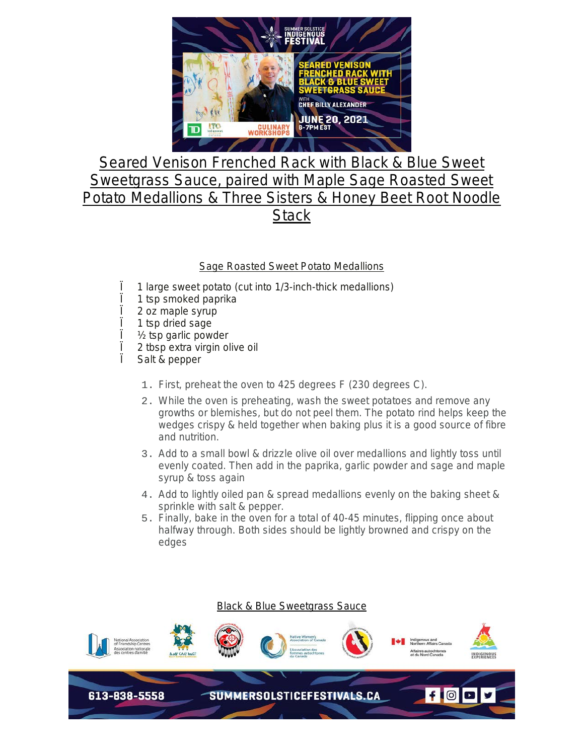# Seared Venison Frenched Rack with Black & Blue Sweet Sweetgrass Sauce, paired with Maple Sage Roasted Sweet Potato Medallions & Three Sisters & Honey Beet Root Noodle Stack

## Sage Roasted Sweet Potato Medallions

- 1 large sweet potato (cut into 1/3-inch-thick medallions)
- 1 tsp smoked paprika
- 2 oz maple syrup
- 1 tsp dried sage
- ½ tsp garlic powder
- 2 tbsp extra virgin olive oil
- Salt & pepper

1. First, preheat the oven to 425 degrees F (230 degrees C).
2. While the oven is preheating, wash the sweet potatoes and remove any growths or blemishes, but do not peel them. The potato rind helps keep the wedges crispy & held together when baking plus it is a good source of fibre and nutrition.
3. Add to a small bowl & drizzle olive oil over medallions and lightly toss until evenly coated. Then add in the paprika, garlic powder and sage and maple syrup & toss again
4. Add to lightly oiled pan & spread medallions evenly on the baking sheet & sprinkle with salt & pepper.
5. Finally, bake in the oven for a total of 40-45 minutes, flipping once about halfway through. Both sides should be lightly browned and crispy on the edges

## Black & Blue Sweetgrass Sauce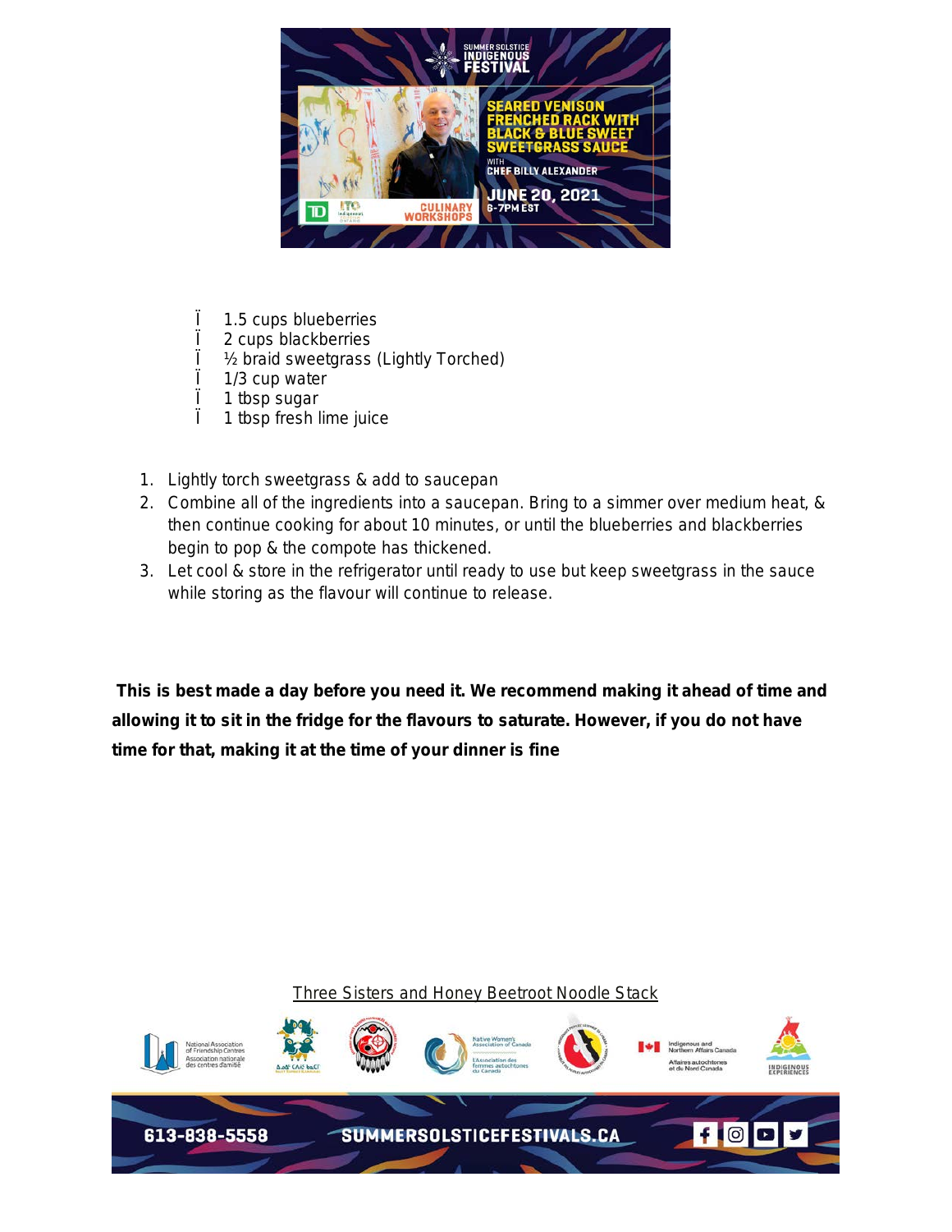- 1.5 cups blueberries
- 2 cups blackberries
- ½ braid sweetgrass (Lightly Torched)
- 1/3 cup water
- 1 tbsp sugar
- 1 tbsp fresh lime juice

1. Lightly torch sweetgrass & add to saucepan
2. Combine all of the ingredients into a saucepan. Bring to a simmer over medium heat, & then continue cooking for about 10 minutes, or until the blueberries and blackberries begin to pop & the compote has thickened.
3. Let cool & store in the refrigerator until ready to use but keep sweetgrass in the sauce while storing as the flavour will continue to release.

**This is best made a day before you need it. We recommend making it ahead of time and allowing it to sit in the fridge for the flavours to saturate. However, if you do not have time for that, making it at the time of your dinner is fine**

Three Sisters and Honey Beetroot Noodle Stack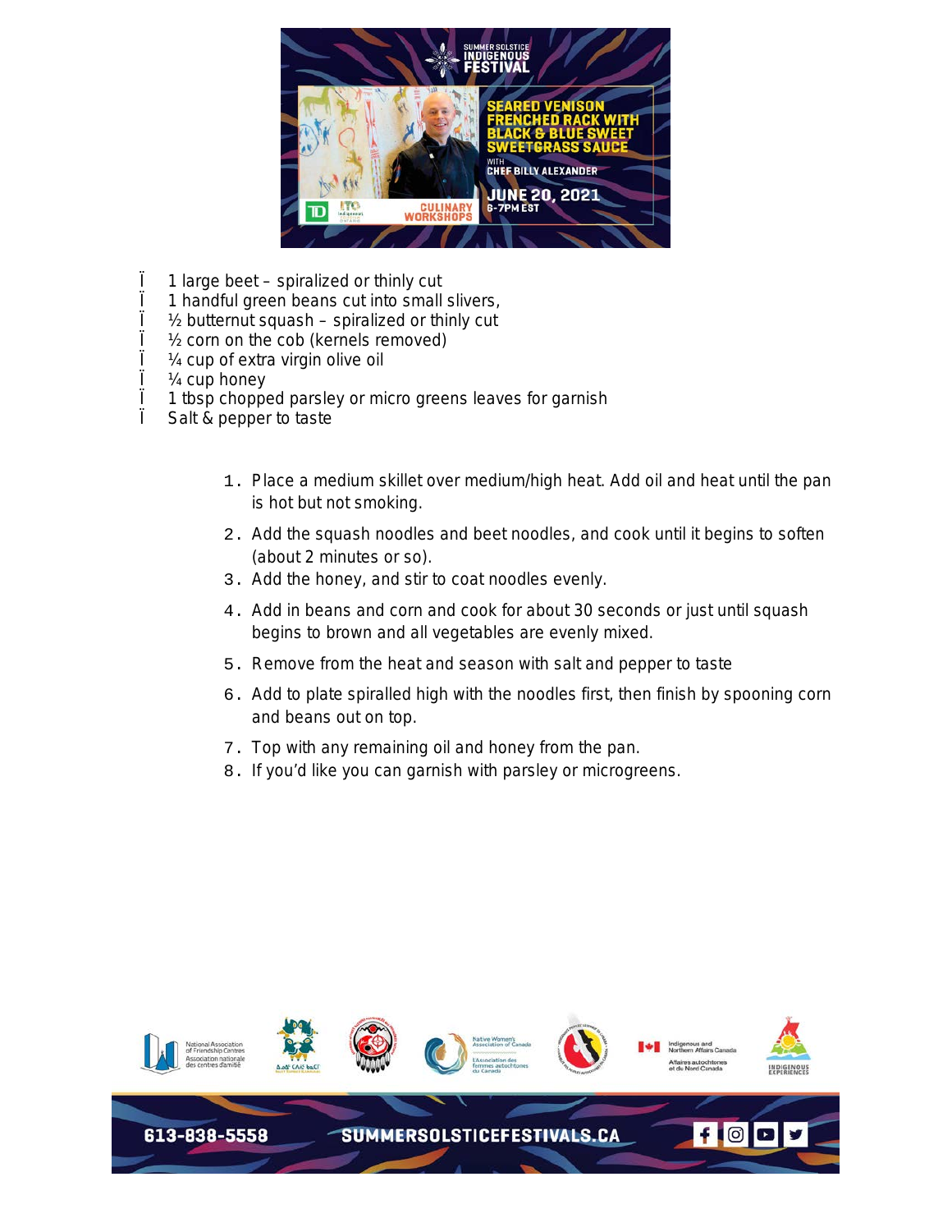- 1 large beet – spiralized or thinly cut
- 1 handful green beans cut into small slivers,
- ½ butternut squash – spiralized or thinly cut
- ½ corn on the cob (kernels removed)
- ¼ cup of extra virgin olive oil
- ¼ cup honey
- 1 tbsp chopped parsley or micro greens leaves for garnish
- Salt & pepper to taste

1. Place a medium skillet over medium/high heat. Add oil and heat until the pan is hot but not smoking.
2. Add the squash noodles and beet noodles, and cook until it begins to soften (about 2 minutes or so).
3. Add the honey, and stir to coat noodles evenly.
4. Add in beans and corn and cook for about 30 seconds or just until squash begins to brown and all vegetables are evenly mixed.
5. Remove from the heat and season with salt and pepper to taste
6. Add to plate spiralled high with the noodles first, then finish by spooning corn and beans out on top.
7. Top with any remaining oil and honey from the pan.
8. If you'd like you can garnish with parsley or microgreens.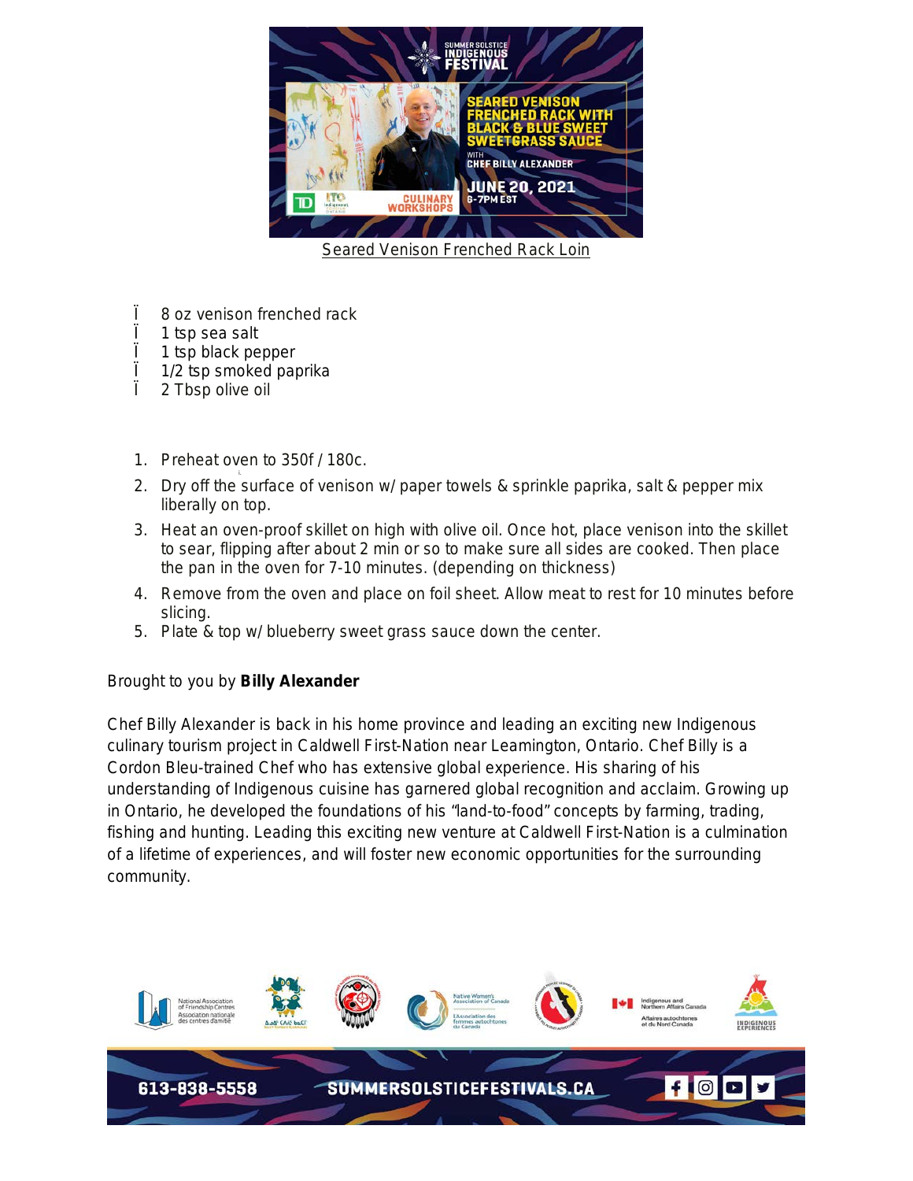Seared Venison Frenched Rack Loin

- 8 oz venison frenched rack
- 1 tsp sea salt
- 1 tsp black pepper
- 1/2 tsp smoked paprika
- 2 Tbsp olive oil

1. Preheat oven to 350f / 180c.
2. Dry off the surface of venison w/ paper towels & sprinkle paprika, salt & pepper mix liberally on top.
3. Heat an oven-proof skillet on high with olive oil. Once hot, place venison into the skillet to sear, flipping after about 2 min or so to make sure all sides are cooked. Then place the pan in the oven for 7-10 minutes. (depending on thickness)
4. Remove from the oven and place on foil sheet. Allow meat to rest for 10 minutes before slicing.
5. Plate & top w/ blueberry sweet grass sauce down the center.

Brought to you by **Billy Alexander**

Chef Billy Alexander is back in his home province and leading an exciting new Indigenous culinary tourism project in Caldwell First-Nation near Leamington, Ontario. Chef Billy is a Cordon Bleu-trained Chef who has extensive global experience. His sharing of his understanding of Indigenous cuisine has garnered global recognition and acclaim. Growing up in Ontario, he developed the foundations of his "land-to-food" concepts by farming, trading, fishing and hunting. Leading this exciting new venture at Caldwell First-Nation is a culmination of a lifetime of experiences, and will foster new economic opportunities for the surrounding community.

613-838-5558

SUMMERSOLSTICEFESTIVALS.CA